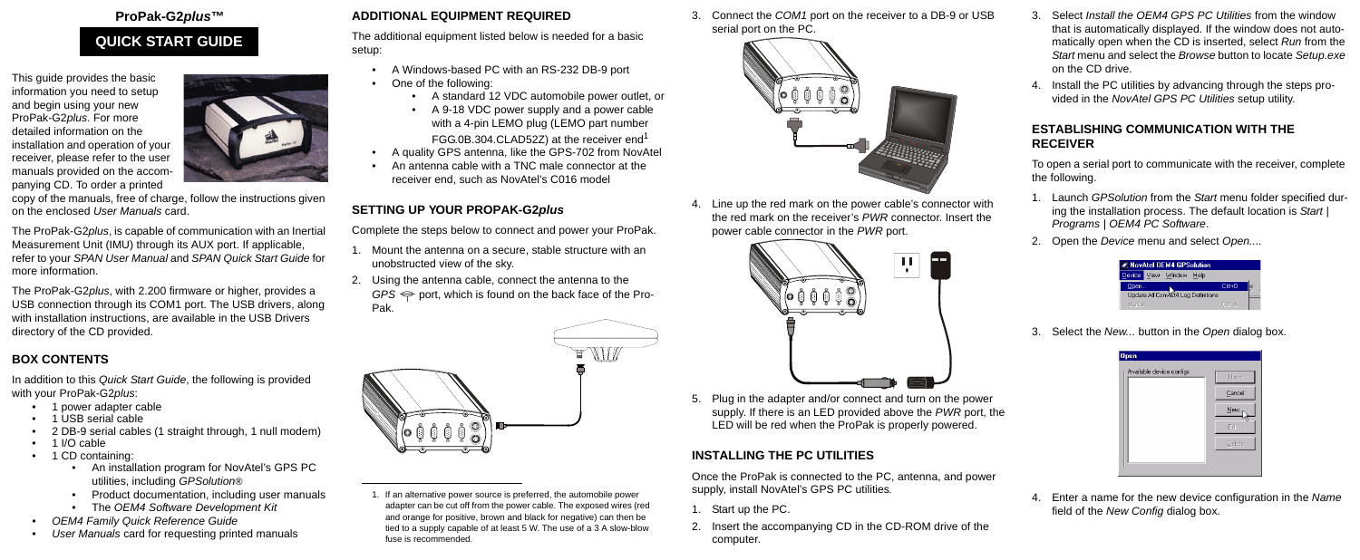# ProPak-G2*plus*™

## QUICK START GUIDE

This guide provides the basic information you need to setup and begin using your new ProPak-G2*plus*. For more detailed information on the installation and operation of your receiver, please refer to the user manuals provided on the accompanying CD. To order a printed copy of the manuals, free of charge, follow the instructions given on the enclosed *User Manuals* card.

The ProPak-G2*plus*, is capable of communication with an Inertial Measurement Unit (IMU) through its AUX port. If applicable, refer to your *SPAN User Manual* and *SPAN Quick Start Guide* for more information.

The ProPak-G2*plus*, with 2.200 firmware or higher, provides a USB connection through its COM1 port. The USB drivers, along with installation instructions, are available in the USB Drivers directory of the CD provided.

## BOX CONTENTS

In addition to this *Quick Start Guide*, the following is provided with your ProPak-G2*plus*:

- 1 power adapter cable
- 1 USB serial cable
- 2 DB-9 serial cables (1 straight through, 1 null modem)
- 1 I/O cable
- 1 CD containing:
  - An installation program for NovAtel's GPS PC utilities, including *GPSolution®*
  - Product documentation, including user manuals
  - The *OEM4 Software Development Kit*
- *OEM4 Family Quick Reference Guide*
- *User Manuals* card for requesting printed manuals

## ADDITIONAL EQUIPMENT REQUIRED

The additional equipment listed below is needed for a basic setup:

- A Windows-based PC with an RS-232 DB-9 port
- One of the following:
  - A standard 12 VDC automobile power outlet, or
  - A 9-18 VDC power supply and a power cable with a 4-pin LEMO plug (LEMO part number FGG.0B.304.CLAD52Z) at the receiver end[1]
- A quality GPS antenna, like the GPS-702 from NovAtel
- An antenna cable with a TNC male connector at the receiver end, such as NovAtel's C016 model

## SETTING UP YOUR PROPAK-G2*plus*

Complete the steps below to connect and power your ProPak.

1. Mount the antenna on a secure, stable structure with an unobstructed view of the sky.
2. Using the antenna cable, connect the antenna to the *GPS* port, which is found on the back face of the ProPak.
3. Connect the *COM1* port on the receiver to a DB-9 or USB serial port on the PC.
4. Line up the red mark on the power cable's connector with the red mark on the receiver's *PWR* connector. Insert the power cable connector in the *PWR* port.
5. Plug in the adapter and/or connect and turn on the power supply. If there is an LED provided above the *PWR* port, the LED will be red when the ProPak is properly powered.

1. If an alternative power source is preferred, the automobile power adapter can be cut off from the power cable. The exposed wires (red and orange for positive, brown and black for negative) can then be tied to a supply capable of at least 5 W. The use of a 3 A slow-blow fuse is recommended.

## INSTALLING THE PC UTILITIES

Once the ProPak is connected to the PC, antenna, and power supply, install NovAtel's GPS PC utilities.

1. Start up the PC.
2. Insert the accompanying CD in the CD-ROM drive of the computer.
3. Select *Install the OEM4 GPS PC Utilities* from the window that is automatically displayed. If the window does not automatically open when the CD is inserted, select *Run* from the *Start* menu and select the *Browse* button to locate *Setup.exe* on the CD drive.
4. Install the PC utilities by advancing through the steps provided in the *NovAtel GPS PC Utilities* setup utility.

## ESTABLISHING COMMUNICATION WITH THE RECEIVER

To open a serial port to communicate with the receiver, complete the following.

1. Launch *GPSolution* from the *Start* menu folder specified during the installation process. The default location is *Start | Programs | OEM4 PC Software*.
2. Open the *Device* menu and select *Open...*.
3. Select the *New...* button in the *Open* dialog box.
4. Enter a name for the new device configuration in the *Name* field of the *New Config* dialog box.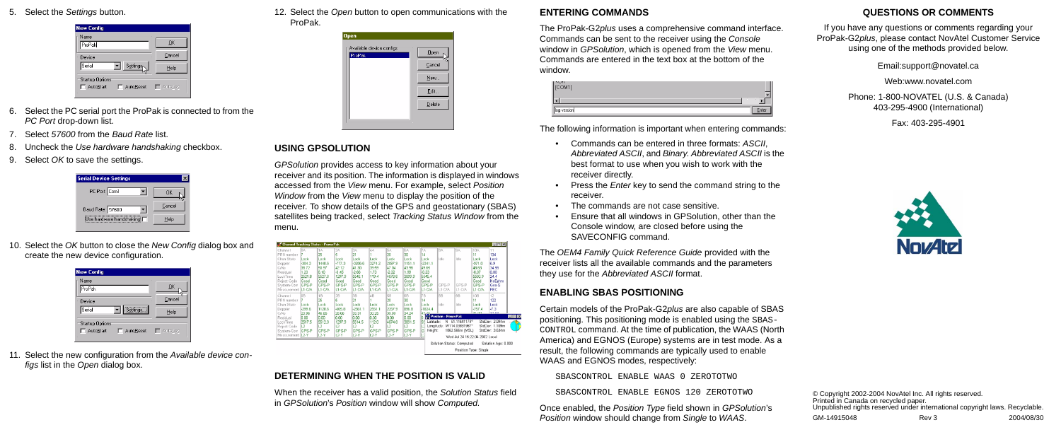5. Select the *Settings* button.

6. Select the PC serial port the ProPak is connected to from the *PC Port* drop-down list.
7. Select *57600* from the *Baud Rate* list.
8. Uncheck the *Use hardware handshaking* checkbox.
9. Select *OK* to save the settings.

10. Select the *OK* button to close the *New Config* dialog box and create the new device configuration.

11. Select the new configuration from the *Available device configs* list in the *Open* dialog box.

12. Select the *Open* button to open communications with the ProPak.

## USING GPSOLUTION

*GPSolution* provides access to key information about your receiver and its position. The information is displayed in windows accessed from the *View* menu. For example, select *Position Window* from the *View* menu to display the position of the receiver. To show details of the GPS and geostationary (SBAS) satellites being tracked, select *Tracking Status Window* from the menu.

## DETERMINING WHEN THE POSITION IS VALID

When the receiver has a valid position, the *Solution Status* field in *GPSolution*'s *Position* window will show *Computed.*

## ENTERING COMMANDS

The ProPak-G2*plus* uses a comprehensive command interface. Commands can be sent to the receiver using the *Console* window in *GPSolution*, which is opened from the *View* menu. Commands are entered in the text box at the bottom of the window.

The following information is important when entering commands:

- Commands can be entered in three formats: *ASCII*, *Abbreviated ASCII*, and *Binary*. *Abbreviated ASCII* is the best format to use when you wish to work with the receiver directly.
- Press the *Enter* key to send the command string to the receiver.
- The commands are not case sensitive.
- Ensure that all windows in GPSolution, other than the Console window, are closed before using the SAVECONFIG command.

The *OEM4 Family Quick Reference Guide* provided with the receiver lists all the available commands and the parameters they use for the *Abbreviated ASCII* format.

## ENABLING SBAS POSITIONING

Certain models of the ProPak-G2*plus* are also capable of SBAS positioning. This positioning mode is enabled using the SBASCONTROL command. At the time of publication, the WAAS (North America) and EGNOS (Europe) systems are in test mode. As a result, the following commands are typically used to enable WAAS and EGNOS modes, respectively:

```
SBASCONTROL ENABLE WAAS 0 ZEROTOTWO

SBASCONTROL ENABLE EGNOS 120 ZEROTOTWO
```

Once enabled, the *Position Type* field shown in *GPSolution*'s *Position* window should change from *Single* to *WAAS*.

## QUESTIONS OR COMMENTS

If you have any questions or comments regarding your ProPak-G2*plus*, please contact NovAtel Customer Service using one of the methods provided below.

Email:support@novatel.ca

Web:www.novatel.com

Phone: 1-800-NOVATEL (U.S. & Canada)
403-295-4900 (International)

Fax: 403-295-4901

© Copyright 2002-2004 NovAtel Inc. All rights reserved.
Printed in Canada on recycled paper.
Unpublished rights reserved under international copyright laws. Recyclable.

GM-14915048 Rev 3 2004/08/30